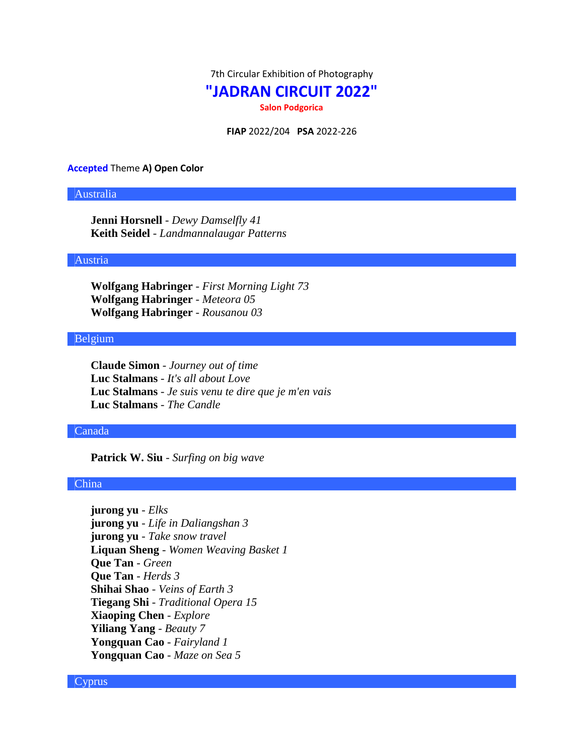7th Circular Exhibition of Photography

# "JADRAN CIRCUIT 2022"

**Salon Podgorica**

**FIAP** 2022/204 **PSA** 2022-226

**Accepted** Theme **A) Open Color**

## Australia

**Jenni Horsnell** - *Dewy Damselfly 41*
**Keith Seidel** - *Landmannalaugar Patterns*

## Austria

**Wolfgang Habringer** - *First Morning Light 73*
**Wolfgang Habringer** - *Meteora 05*
**Wolfgang Habringer** - *Rousanou 03*

## Belgium

**Claude Simon** - *Journey out of time*
**Luc Stalmans** - *It's all about Love*
**Luc Stalmans** - *Je suis venu te dire que je m'en vais*
**Luc Stalmans** - *The Candle*

## Canada

**Patrick W. Siu** - *Surfing on big wave*

## China

**jurong yu** - *Elks*
**jurong yu** - *Life in Daliangshan 3*
**jurong yu** - *Take snow travel*
**Liquan Sheng** - *Women Weaving Basket 1*
**Que Tan** - *Green*
**Que Tan** - *Herds 3*
**Shihai Shao** - *Veins of Earth 3*
**Tiegang Shi** - *Traditional Opera 15*
**Xiaoping Chen** - *Explore*
**Yiliang Yang** - *Beauty 7*
**Yongquan Cao** - *Fairyland 1*
**Yongquan Cao** - *Maze on Sea 5*

## Cyprus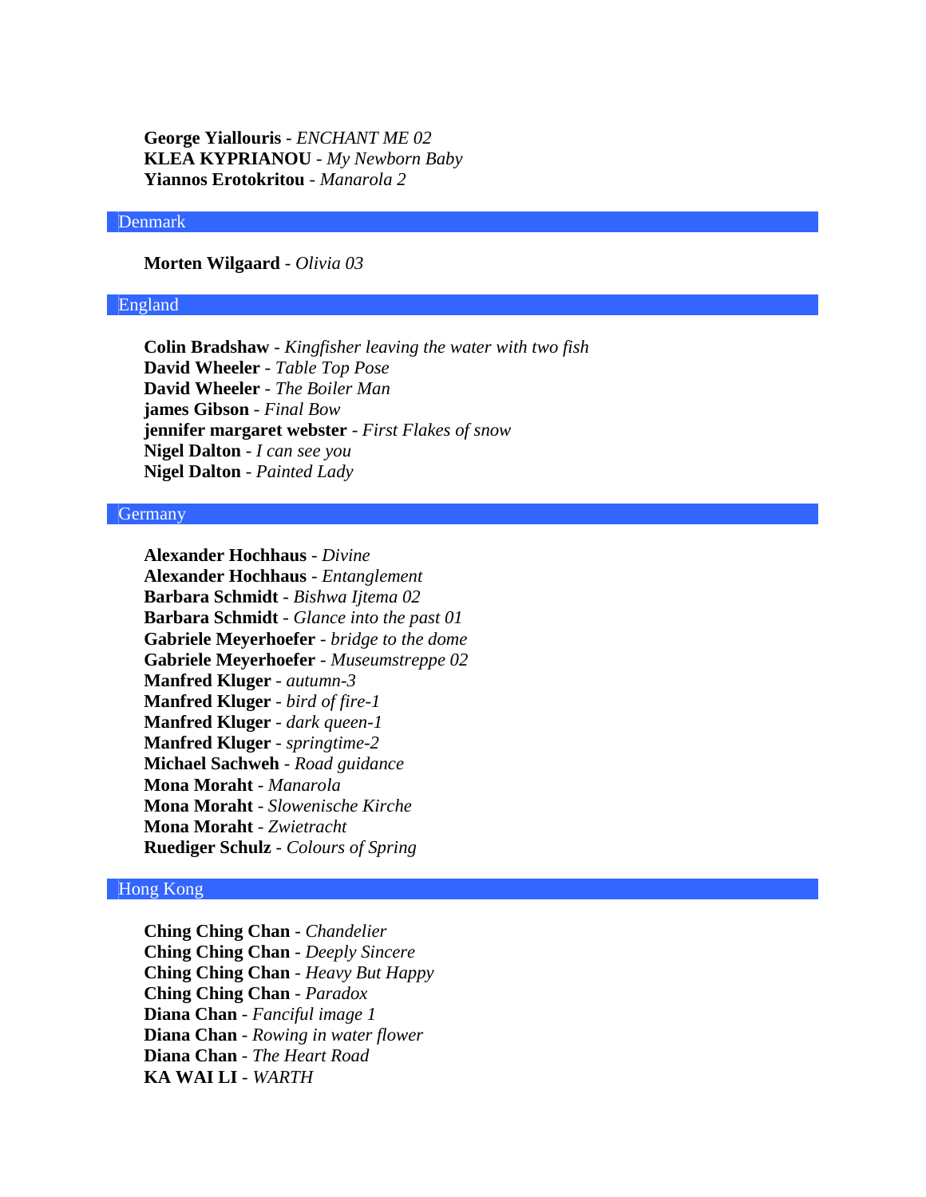**George Yiallouris** - *ENCHANT ME 02*
**KLEA KYPRIANOU** - *My Newborn Baby*
**Yiannos Erotokritou** - *Manarola 2*

## Denmark

**Morten Wilgaard** - *Olivia 03*

## England

**Colin Bradshaw** - *Kingfisher leaving the water with two fish*
**David Wheeler** - *Table Top Pose*
**David Wheeler** - *The Boiler Man*
**james Gibson** - *Final Bow*
**jennifer margaret webster** - *First Flakes of snow*
**Nigel Dalton** - *I can see you*
**Nigel Dalton** - *Painted Lady*

## Germany

**Alexander Hochhaus** - *Divine*
**Alexander Hochhaus** - *Entanglement*
**Barbara Schmidt** - *Bishwa Ijtema 02*
**Barbara Schmidt** - *Glance into the past 01*
**Gabriele Meyerhoefer** - *bridge to the dome*
**Gabriele Meyerhoefer** - *Museumstreppe 02*
**Manfred Kluger** - *autumn-3*
**Manfred Kluger** - *bird of fire-1*
**Manfred Kluger** - *dark queen-1*
**Manfred Kluger** - *springtime-2*
**Michael Sachweh** - *Road guidance*
**Mona Moraht** - *Manarola*
**Mona Moraht** - *Slowenische Kirche*
**Mona Moraht** - *Zwietracht*
**Ruediger Schulz** - *Colours of Spring*

## Hong Kong

**Ching Ching Chan** - *Chandelier*
**Ching Ching Chan** - *Deeply Sincere*
**Ching Ching Chan** - *Heavy But Happy*
**Ching Ching Chan** - *Paradox*
**Diana Chan** - *Fanciful image 1*
**Diana Chan** - *Rowing in water flower*
**Diana Chan** - *The Heart Road*
**KA WAI LI** - *WARTH*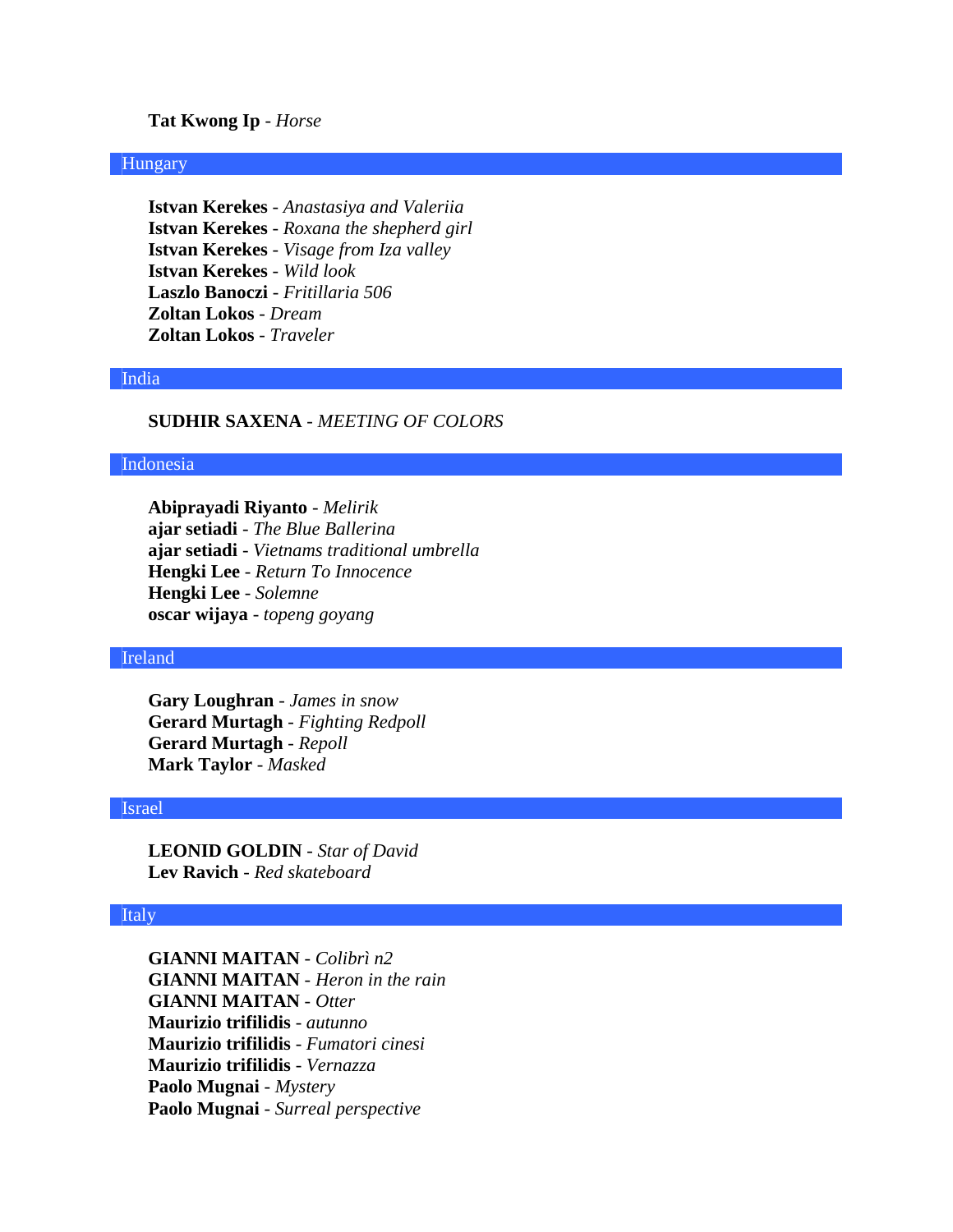**Tat Kwong Ip** - *Horse*

## Hungary

**Istvan Kerekes** - *Anastasiya and Valeriia*
**Istvan Kerekes** - *Roxana the shepherd girl*
**Istvan Kerekes** - *Visage from Iza valley*
**Istvan Kerekes** - *Wild look*
**Laszlo Banoczi** - *Fritillaria 506*
**Zoltan Lokos** - *Dream*
**Zoltan Lokos** - *Traveler*

## India

**SUDHIR SAXENA** - *MEETING OF COLORS*

## Indonesia

**Abiprayadi Riyanto** - *Melirik*
**ajar setiadi** - *The Blue Ballerina*
**ajar setiadi** - *Vietnams traditional umbrella*
**Hengki Lee** - *Return To Innocence*
**Hengki Lee** - *Solemne*
**oscar wijaya** - *topeng goyang*

## Ireland

**Gary Loughran** - *James in snow*
**Gerard Murtagh** - *Fighting Redpoll*
**Gerard Murtagh** - *Repoll*
**Mark Taylor** - *Masked*

## Israel

**LEONID GOLDIN** - *Star of David*
**Lev Ravich** - *Red skateboard*

## Italy

**GIANNI MAITAN** - *Colibrì n2*
**GIANNI MAITAN** - *Heron in the rain*
**GIANNI MAITAN** - *Otter*
**Maurizio trifilidis** - *autunno*
**Maurizio trifilidis** - *Fumatori cinesi*
**Maurizio trifilidis** - *Vernazza*
**Paolo Mugnai** - *Mystery*
**Paolo Mugnai** - *Surreal perspective*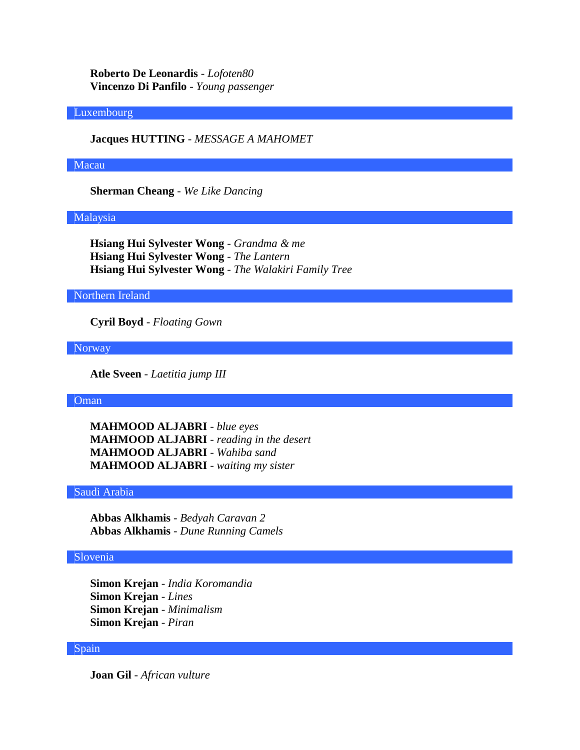**Roberto De Leonardis** - *Lofoten80*
**Vincenzo Di Panfilo** - *Young passenger*

## Luxembourg

**Jacques HUTTING** - *MESSAGE A MAHOMET*

## Macau

**Sherman Cheang** - *We Like Dancing*

## Malaysia

**Hsiang Hui Sylvester Wong** - *Grandma & me*
**Hsiang Hui Sylvester Wong** - *The Lantern*
**Hsiang Hui Sylvester Wong** - *The Walakiri Family Tree*

## Northern Ireland

**Cyril Boyd** - *Floating Gown*

## Norway

**Atle Sveen** - *Laetitia jump III*

## Oman

**MAHMOOD ALJABRI** - *blue eyes*
**MAHMOOD ALJABRI** - *reading in the desert*
**MAHMOOD ALJABRI** - *Wahiba sand*
**MAHMOOD ALJABRI** - *waiting my sister*

## Saudi Arabia

**Abbas Alkhamis** - *Bedyah Caravan 2*
**Abbas Alkhamis** - *Dune Running Camels*

## Slovenia

**Simon Krejan** - *India Koromandia*
**Simon Krejan** - *Lines*
**Simon Krejan** - *Minimalism*
**Simon Krejan** - *Piran*

## Spain

**Joan Gil** - *African vulture*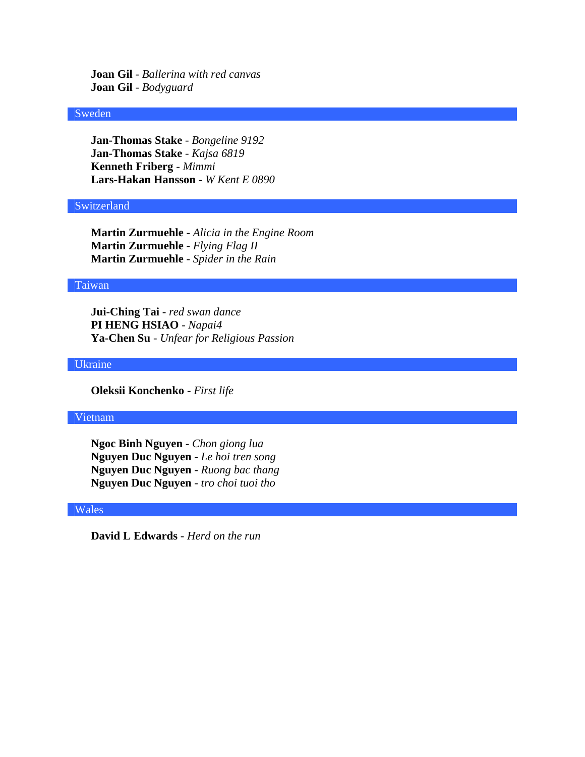**Joan Gil** - *Ballerina with red canvas*
**Joan Gil** - *Bodyguard*

## Sweden

**Jan-Thomas Stake** - *Bongeline 9192*
**Jan-Thomas Stake** - *Kajsa 6819*
**Kenneth Friberg** - *Mimmi*
**Lars-Hakan Hansson** - *W Kent E 0890*

## Switzerland

**Martin Zurmuehle** - *Alicia in the Engine Room*
**Martin Zurmuehle** - *Flying Flag II*
**Martin Zurmuehle** - *Spider in the Rain*

## Taiwan

**Jui-Ching Tai** - *red swan dance*
**PI HENG HSIAO** - *Napai4*
**Ya-Chen Su** - *Unfear for Religious Passion*

## Ukraine

**Oleksii Konchenko** - *First life*

## Vietnam

**Ngoc Binh Nguyen** - *Chon giong lua*
**Nguyen Duc Nguyen** - *Le hoi tren song*
**Nguyen Duc Nguyen** - *Ruong bac thang*
**Nguyen Duc Nguyen** - *tro choi tuoi tho*

## Wales

**David L Edwards** - *Herd on the run*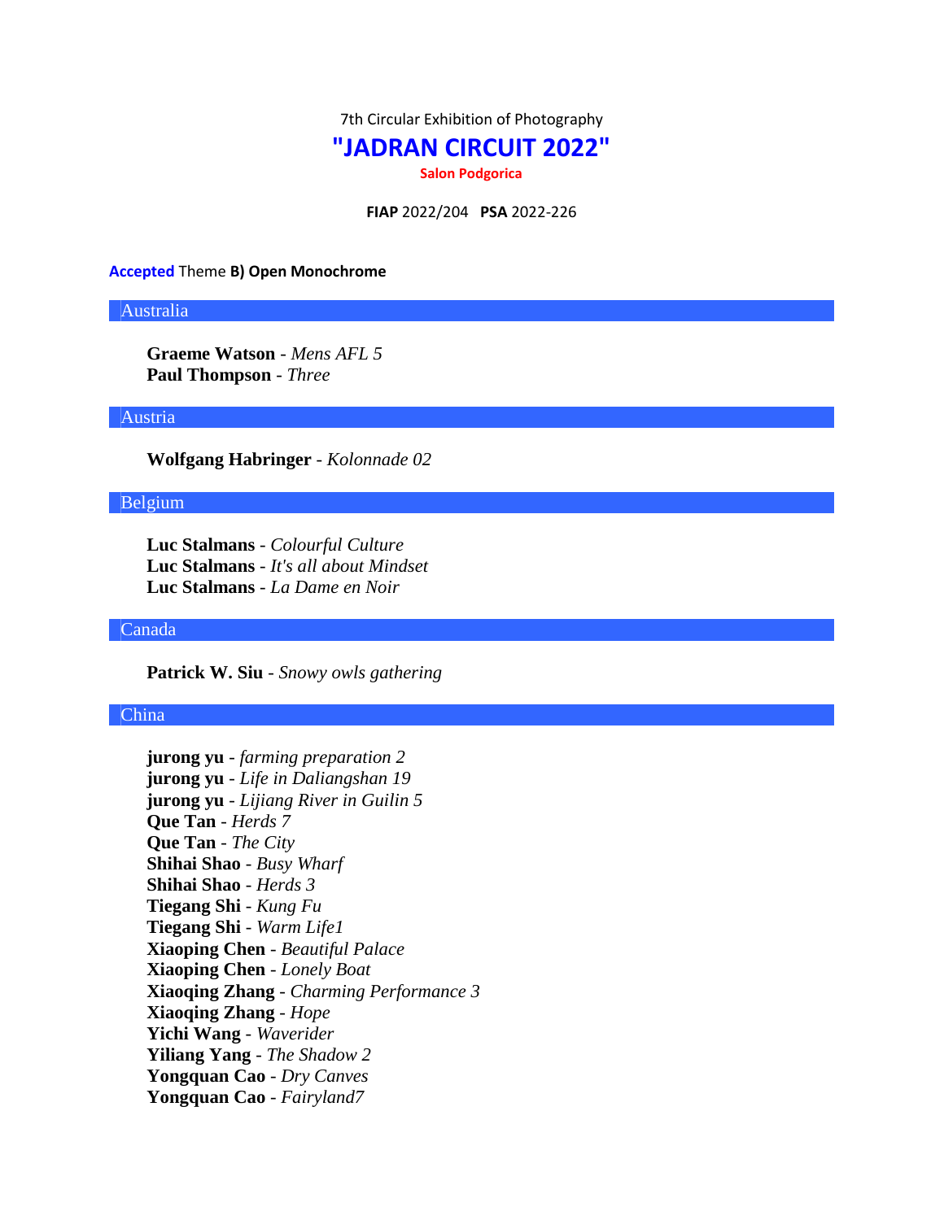7th Circular Exhibition of Photography

# "JADRAN CIRCUIT 2022"

**Salon Podgorica**

**FIAP** 2022/204 **PSA** 2022-226

**Accepted** Theme **B) Open Monochrome**

## Australia

**Graeme Watson** - *Mens AFL 5*
**Paul Thompson** - *Three*

## Austria

**Wolfgang Habringer** - *Kolonnade 02*

## Belgium

**Luc Stalmans** - *Colourful Culture*
**Luc Stalmans** - *It's all about Mindset*
**Luc Stalmans** - *La Dame en Noir*

## Canada

**Patrick W. Siu** - *Snowy owls gathering*

## China

**jurong yu** - *farming preparation 2*
**jurong yu** - *Life in Daliangshan 19*
**jurong yu** - *Lijiang River in Guilin 5*
**Que Tan** - *Herds 7*
**Que Tan** - *The City*
**Shihai Shao** - *Busy Wharf*
**Shihai Shao** - *Herds 3*
**Tiegang Shi** - *Kung Fu*
**Tiegang Shi** - *Warm Life1*
**Xiaoping Chen** - *Beautiful Palace*
**Xiaoping Chen** - *Lonely Boat*
**Xiaoqing Zhang** - *Charming Performance 3*
**Xiaoqing Zhang** - *Hope*
**Yichi Wang** - *Waverider*
**Yiliang Yang** - *The Shadow 2*
**Yongquan Cao** - *Dry Canves*
**Yongquan Cao** - *Fairyland7*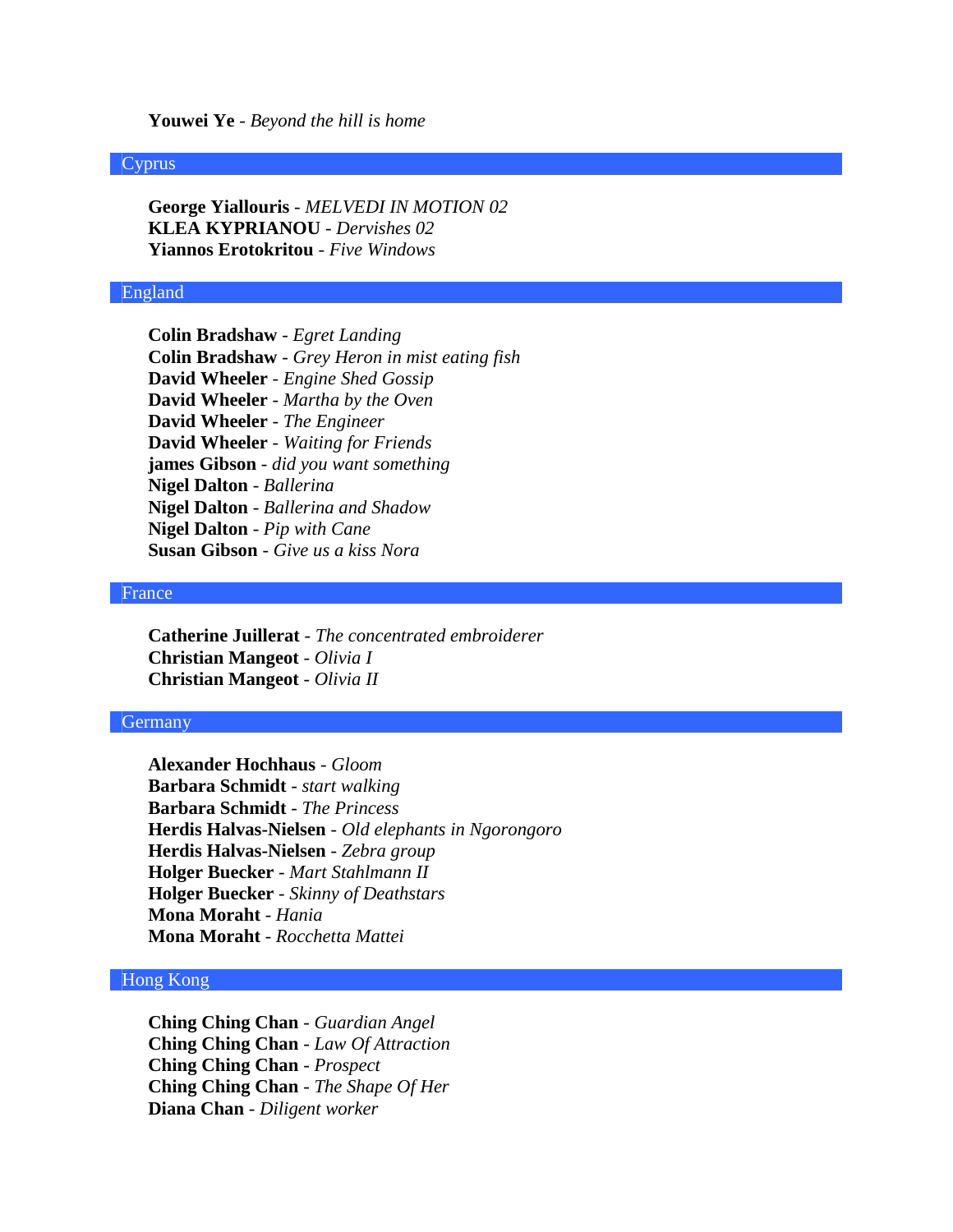**Youwei Ye** - *Beyond the hill is home*

## Cyprus

**George Yiallouris** - *MELVEDI IN MOTION 02*
**KLEA KYPRIANOU** - *Dervishes 02*
**Yiannos Erotokritou** - *Five Windows*

## England

**Colin Bradshaw** - *Egret Landing*
**Colin Bradshaw** - *Grey Heron in mist eating fish*
**David Wheeler** - *Engine Shed Gossip*
**David Wheeler** - *Martha by the Oven*
**David Wheeler** - *The Engineer*
**David Wheeler** - *Waiting for Friends*
**james Gibson** - *did you want something*
**Nigel Dalton** - *Ballerina*
**Nigel Dalton** - *Ballerina and Shadow*
**Nigel Dalton** - *Pip with Cane*
**Susan Gibson** - *Give us a kiss Nora*

## France

**Catherine Juillerat** - *The concentrated embroiderer*
**Christian Mangeot** - *Olivia I*
**Christian Mangeot** - *Olivia II*

## Germany

**Alexander Hochhaus** - *Gloom*
**Barbara Schmidt** - *start walking*
**Barbara Schmidt** - *The Princess*
**Herdis Halvas-Nielsen** - *Old elephants in Ngorongoro*
**Herdis Halvas-Nielsen** - *Zebra group*
**Holger Buecker** - *Mart Stahlmann II*
**Holger Buecker** - *Skinny of Deathstars*
**Mona Moraht** - *Hania*
**Mona Moraht** - *Rocchetta Mattei*

## Hong Kong

**Ching Ching Chan** - *Guardian Angel*
**Ching Ching Chan** - *Law Of Attraction*
**Ching Ching Chan** - *Prospect*
**Ching Ching Chan** - *The Shape Of Her*
**Diana Chan** - *Diligent worker*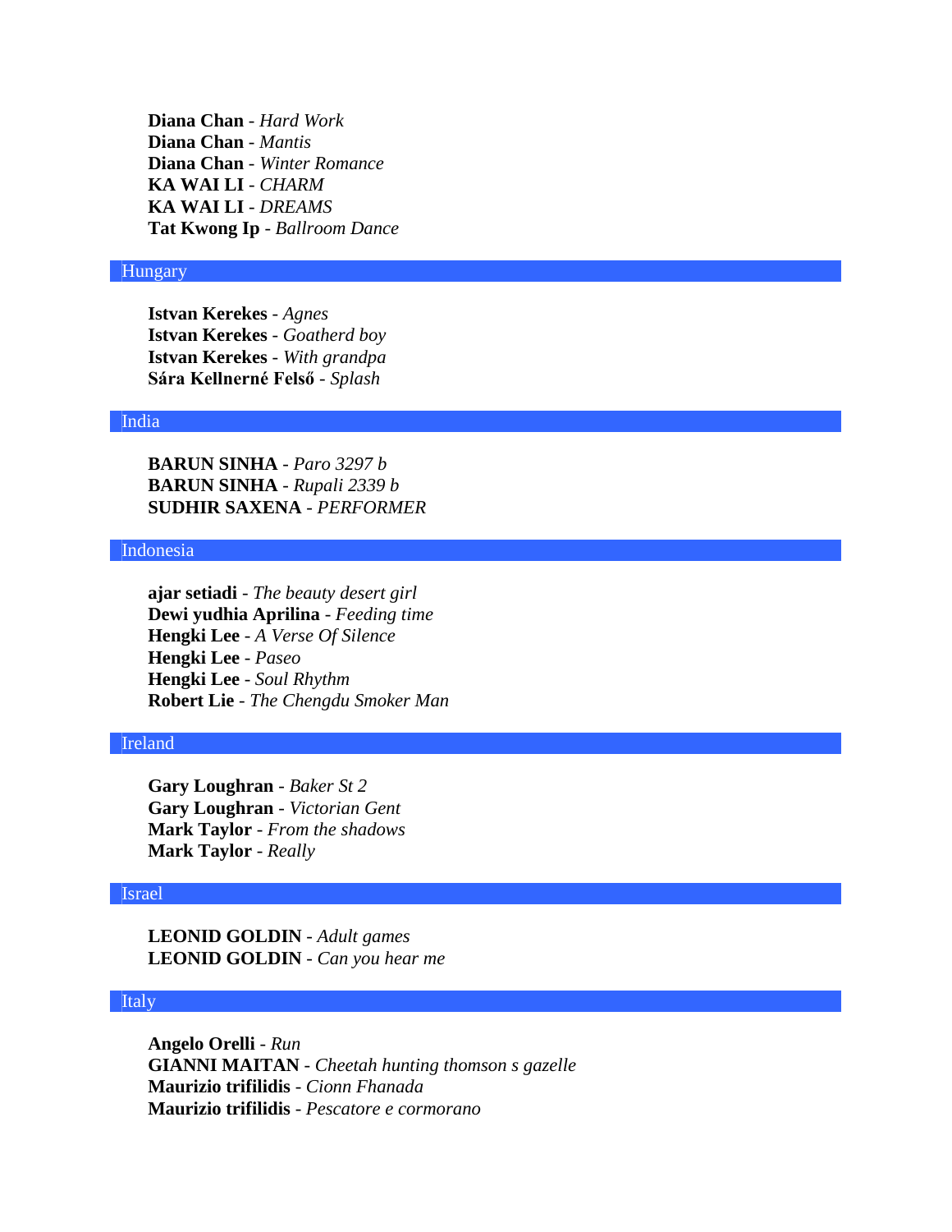**Diana Chan** - *Hard Work*
**Diana Chan** - *Mantis*
**Diana Chan** - *Winter Romance*
**KA WAI LI** - *CHARM*
**KA WAI LI** - *DREAMS*
**Tat Kwong Ip** - *Ballroom Dance*

## Hungary

**Istvan Kerekes** - *Agnes*
**Istvan Kerekes** - *Goatherd boy*
**Istvan Kerekes** - *With grandpa*
**Sára Kellnerné Felső** - *Splash*

## India

**BARUN SINHA** - *Paro 3297 b*
**BARUN SINHA** - *Rupali 2339 b*
**SUDHIR SAXENA** - *PERFORMER*

## Indonesia

**ajar setiadi** - *The beauty desert girl*
**Dewi yudhia Aprilina** - *Feeding time*
**Hengki Lee** - *A Verse Of Silence*
**Hengki Lee** - *Paseo*
**Hengki Lee** - *Soul Rhythm*
**Robert Lie** - *The Chengdu Smoker Man*

## Ireland

**Gary Loughran** - *Baker St 2*
**Gary Loughran** - *Victorian Gent*
**Mark Taylor** - *From the shadows*
**Mark Taylor** - *Really*

## Israel

**LEONID GOLDIN** - *Adult games*
**LEONID GOLDIN** - *Can you hear me*

## Italy

**Angelo Orelli** - *Run*
**GIANNI MAITAN** - *Cheetah hunting thomson s gazelle*
**Maurizio trifilidis** - *Cionn Fhanada*
**Maurizio trifilidis** - *Pescatore e cormorano*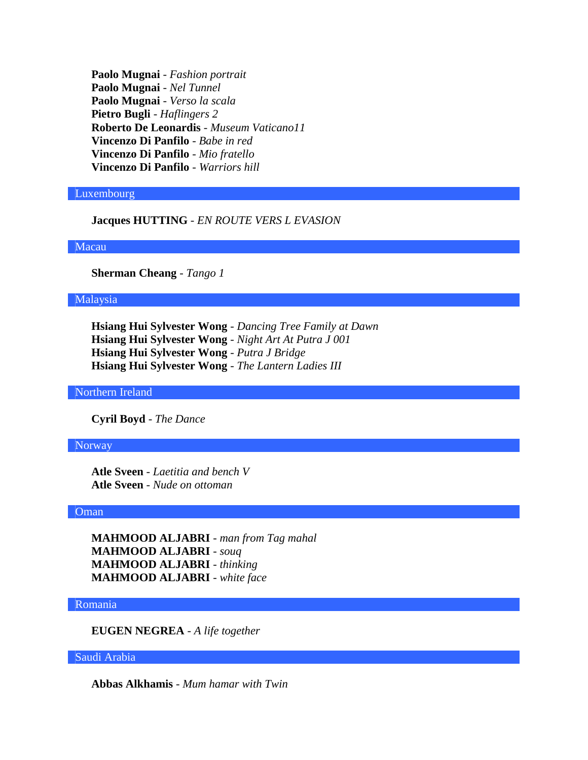**Paolo Mugnai** - *Fashion portrait*
**Paolo Mugnai** - *Nel Tunnel*
**Paolo Mugnai** - *Verso la scala*
**Pietro Bugli** - *Haflingers 2*
**Roberto De Leonardis** - *Museum Vaticano11*
**Vincenzo Di Panfilo** - *Babe in red*
**Vincenzo Di Panfilo** - *Mio fratello*
**Vincenzo Di Panfilo** - *Warriors hill*

## Luxembourg

**Jacques HUTTING** - *EN ROUTE VERS L EVASION*

## Macau

**Sherman Cheang** - *Tango 1*

## Malaysia

**Hsiang Hui Sylvester Wong** - *Dancing Tree Family at Dawn*
**Hsiang Hui Sylvester Wong** - *Night Art At Putra J 001*
**Hsiang Hui Sylvester Wong** - *Putra J Bridge*
**Hsiang Hui Sylvester Wong** - *The Lantern Ladies III*

## Northern Ireland

**Cyril Boyd** - *The Dance*

## Norway

**Atle Sveen** - *Laetitia and bench V*
**Atle Sveen** - *Nude on ottoman*

## Oman

**MAHMOOD ALJABRI** - *man from Tag mahal*
**MAHMOOD ALJABRI** - *souq*
**MAHMOOD ALJABRI** - *thinking*
**MAHMOOD ALJABRI** - *white face*

## Romania

**EUGEN NEGREA** - *A life together*

## Saudi Arabia

**Abbas Alkhamis** - *Mum hamar with Twin*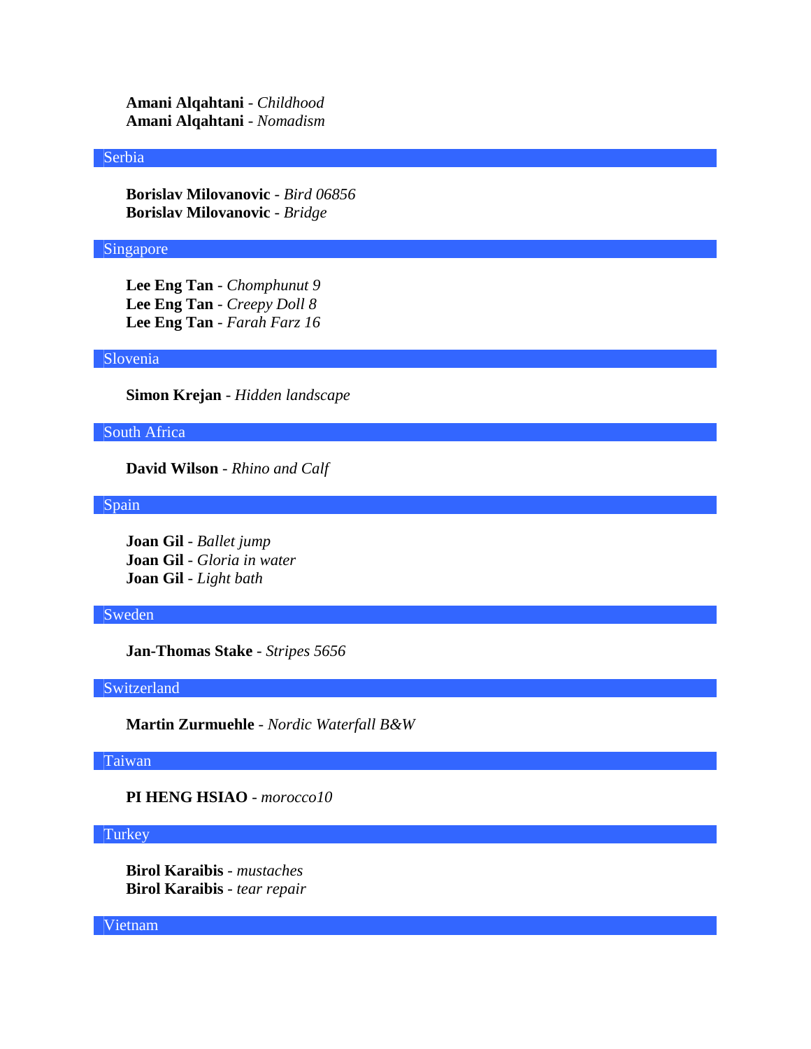**Amani Alqahtani** - *Childhood*
**Amani Alqahtani** - *Nomadism*

## Serbia

**Borislav Milovanovic** - *Bird 06856*
**Borislav Milovanovic** - *Bridge*

## Singapore

**Lee Eng Tan** - *Chomphunut 9*
**Lee Eng Tan** - *Creepy Doll 8*
**Lee Eng Tan** - *Farah Farz 16*

## Slovenia

**Simon Krejan** - *Hidden landscape*

## South Africa

**David Wilson** - *Rhino and Calf*

## Spain

**Joan Gil** - *Ballet jump*
**Joan Gil** - *Gloria in water*
**Joan Gil** - *Light bath*

## Sweden

**Jan-Thomas Stake** - *Stripes 5656*

## Switzerland

**Martin Zurmuehle** - *Nordic Waterfall B&W*

## Taiwan

**PI HENG HSIAO** - *morocco10*

## Turkey

**Birol Karaibis** - *mustaches*
**Birol Karaibis** - *tear repair*

## Vietnam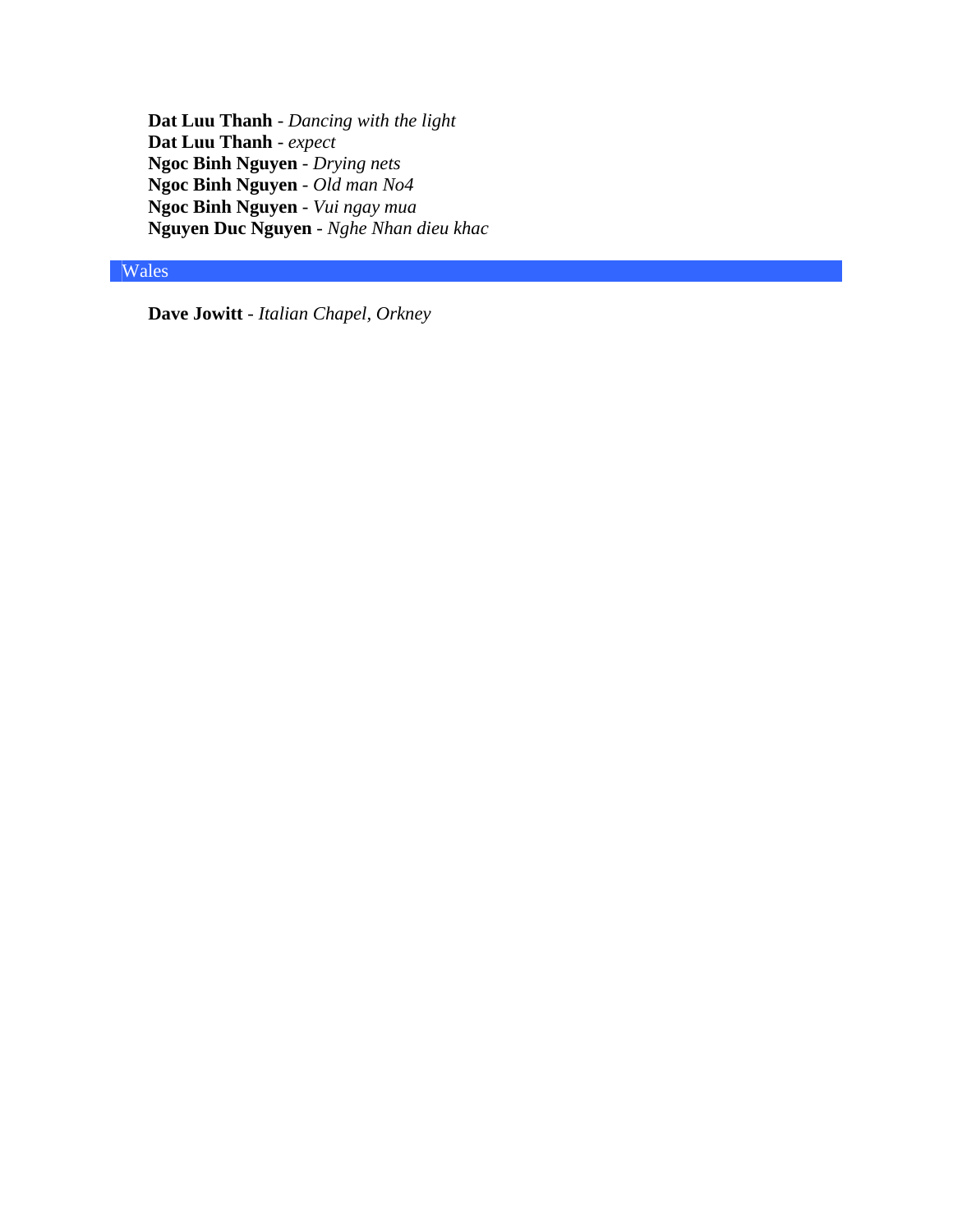**Dat Luu Thanh** - *Dancing with the light*
**Dat Luu Thanh** - *expect*
**Ngoc Binh Nguyen** - *Drying nets*
**Ngoc Binh Nguyen** - *Old man No4*
**Ngoc Binh Nguyen** - *Vui ngay mua*
**Nguyen Duc Nguyen** - *Nghe Nhan dieu khac*

## Wales

**Dave Jowitt** - *Italian Chapel, Orkney*